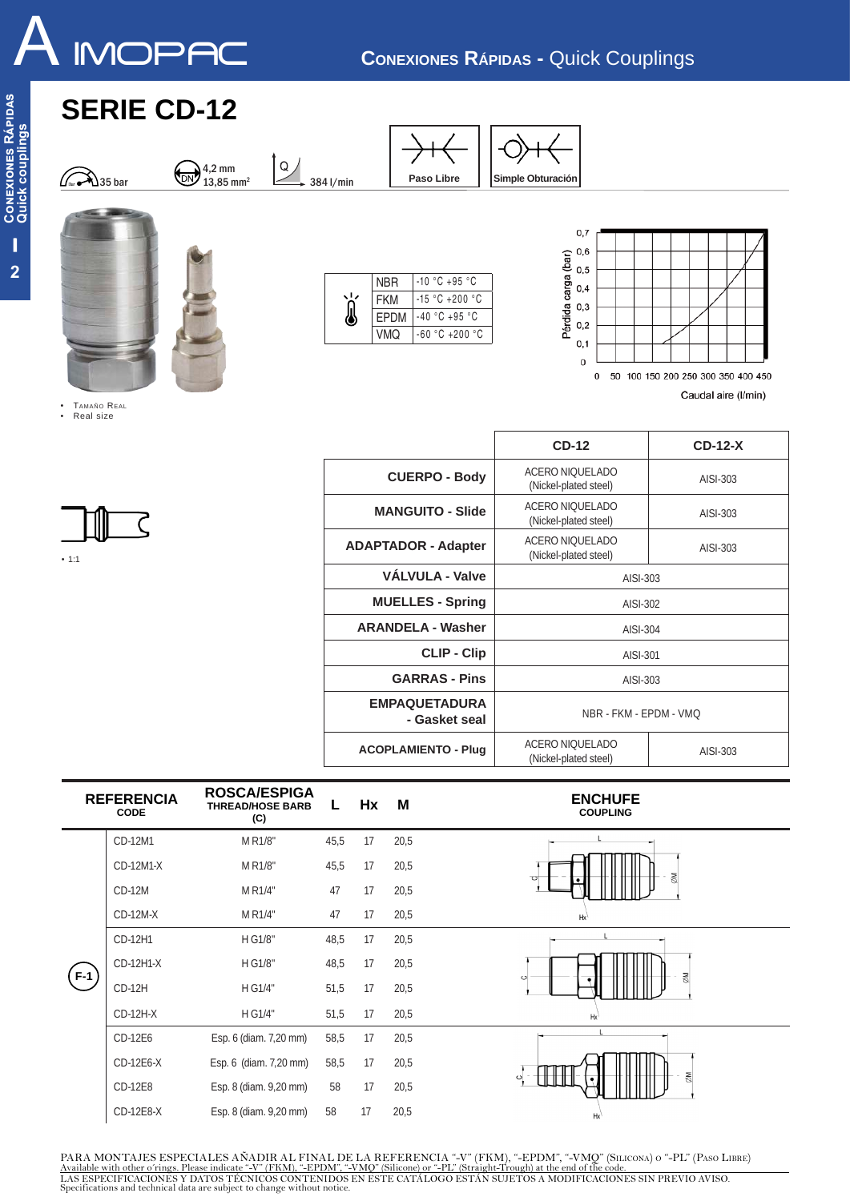# SERIE CD-12

35 bar | DN 4,2 mm 13,85 mm² | Q 384 l/min

Paso Libre | Simple Obturación

- Tamaño Real
- Real size

| | | |
|---|---|---|
| | NBR | -10 °C +95 °C |
| | FKM | -15 °C +200 °C |
| | EPDM | -40 °C +95 °C |
| | VMQ | -60 °C +200 °C |

Pérdida carga (bar) — Caudal aire (l/min)

- 1:1

| | CD-12 | CD-12-X |
|---|---|---|
| CUERPO - Body | ACERO NIQUELADO (Nickel-plated steel) | AISI-303 |
| MANGUITO - Slide | ACERO NIQUELADO (Nickel-plated steel) | AISI-303 |
| ADAPTADOR - Adapter | ACERO NIQUELADO (Nickel-plated steel) | AISI-303 |
| VÁLVULA - Valve | AISI-303 | |
| MUELLES - Spring | AISI-302 | |
| ARANDELA - Washer | AISI-304 | |
| CLIP - Clip | AISI-301 | |
| GARRAS - Pins | AISI-303 | |
| EMPAQUETADURA - Gasket seal | NBR - FKM - EPDM - VMQ | |
| ACOPLAMIENTO - Plug | ACERO NIQUELADO (Nickel-plated steel) | AISI-303 |

| REFERENCIA CODE | ROSCA/ESPIGA THREAD/HOSE BARB (C) | L | Hx | M | ENCHUFE COUPLING |
|---|---|---|---|---|---|
| CD-12M1 | M R1/8" | 45,5 | 17 | 20,5 | |
| CD-12M1-X | M R1/8" | 45,5 | 17 | 20,5 | |
| CD-12M | M R1/4" | 47 | 17 | 20,5 | |
| CD-12M-X | M R1/4" | 47 | 17 | 20,5 | |
| CD-12H1 | H G1/8" | 48,5 | 17 | 20,5 | |
| CD-12H1-X | H G1/8" | 48,5 | 17 | 20,5 | |
| CD-12H | H G1/4" | 51,5 | 17 | 20,5 | |
| CD-12H-X | H G1/4" | 51,5 | 17 | 20,5 | |
| CD-12E6 | Esp. 6 (diam. 7,20 mm) | 58,5 | 17 | 20,5 | |
| CD-12E6-X | Esp. 6 (diam. 7,20 mm) | 58,5 | 17 | 20,5 | |
| CD-12E8 | Esp. 8 (diam. 9,20 mm) | 58 | 17 | 20,5 | |
| CD-12E8-X | Esp. 8 (diam. 9,20 mm) | 58 | 17 | 20,5 | |

F-1

PARA MONTAJES ESPECIALES AÑADIR AL FINAL DE LA REFERENCIA "-V" (FKM), "-EPDM", "-VMQ" (Silicona) o "-PL" (Paso Libre)
Available with other o'rings. Please indicate "-V" (FKM), "-EPDM", "-VMQ" (Silicone) or "-PL" (Straight-Trough) at the end of the code.
LAS ESPECIFICACIONES Y DATOS TÉCNICOS CONTENIDOS EN ESTE CATÁLOGO ESTÁN SUJETOS A MODIFICACIONES SIN PREVIO AVISO.
Specifications and technical data are subject to change without notice.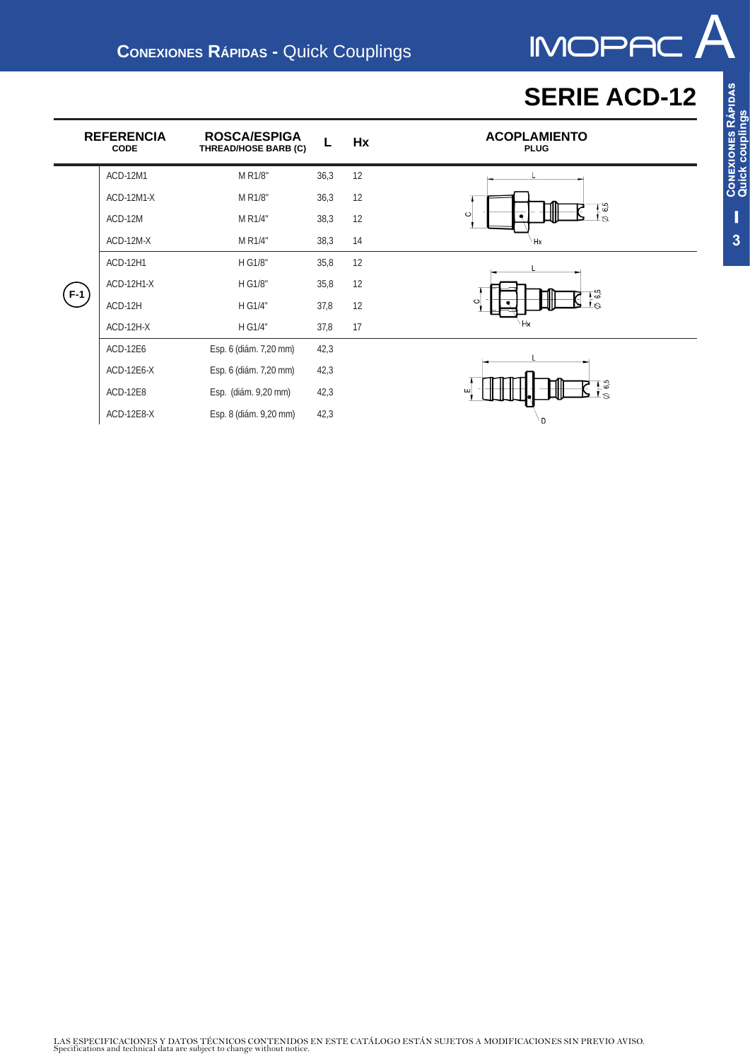# SERIE ACD-12

| REFERENCIA CODE | | ROSCA/ESPIGA THREAD/HOSE BARB (C) | L | Hx | ACOPLAMIENTO PLUG |
|---|---|---|---|---|---|
| F-1 | ACD-12M1 | M R1/8" | 36,3 | 12 | |
| | ACD-12M1-X | M R1/8" | 36,3 | 12 | |
| | ACD-12M | M R1/4" | 38,3 | 12 | |
| | ACD-12M-X | M R1/4" | 38,3 | 14 | |
| | ACD-12H1 | H G1/8" | 35,8 | 12 | |
| | ACD-12H1-X | H G1/8" | 35,8 | 12 | |
| | ACD-12H | H G1/4" | 37,8 | 12 | |
| | ACD-12H-X | H G1/4" | 37,8 | 17 | |
| | ACD-12E6 | Esp. 6 (diám. 7,20 mm) | 42,3 | | |
| | ACD-12E6-X | Esp. 6 (diám. 7,20 mm) | 42,3 | | |
| | ACD-12E8 | Esp. (diám. 9,20 mm) | 42,3 | | |
| | ACD-12E8-X | Esp. 8 (diám. 9,20 mm) | 42,3 | | |

LAS ESPECIFICACIONES Y DATOS TÉCNICOS CONTENIDOS EN ESTE CATÁLOGO ESTÁN SUJETOS A MODIFICACIONES SIN PREVIO AVISO.
Specifications and technical data are subject to change without notice.